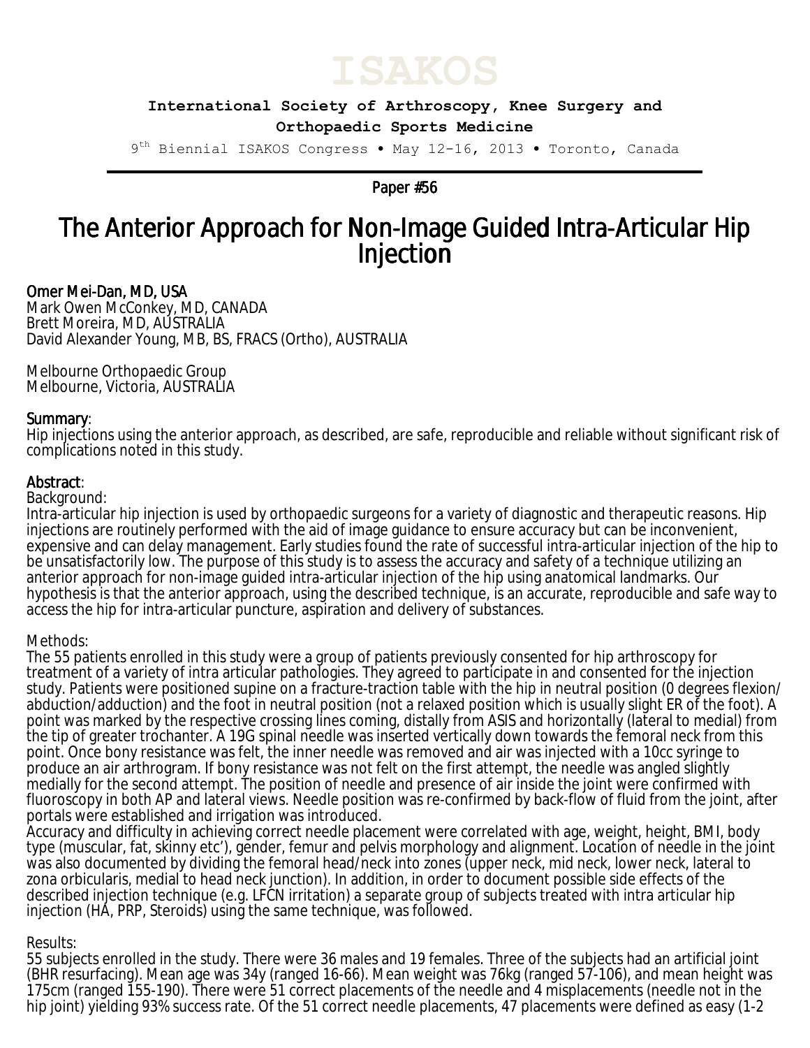ISAKOS

**International Society of Arthroscopy, Knee Surgery and Orthopaedic Sports Medicine**

9th Biennial ISAKOS Congress • May 12-16, 2013 • Toronto, Canada

Paper #56

# The Anterior Approach for Non-Image Guided Intra-Articular Hip Injection

Omer Mei-Dan, MD, USA
Mark Owen McConkey, MD, CANADA
Brett Moreira, MD, AUSTRALIA
David Alexander Young, MB, BS, FRACS (Ortho), AUSTRALIA

Melbourne Orthopaedic Group
Melbourne, Victoria, AUSTRALIA

## Summary:

Hip injections using the anterior approach, as described, are safe, reproducible and reliable without significant risk of complications noted in this study.

## Abstract:

Background:

Intra-articular hip injection is used by orthopaedic surgeons for a variety of diagnostic and therapeutic reasons. Hip injections are routinely performed with the aid of image guidance to ensure accuracy but can be inconvenient, expensive and can delay management. Early studies found the rate of successful intra-articular injection of the hip to be unsatisfactorily low. The purpose of this study is to assess the accuracy and safety of a technique utilizing an anterior approach for non-image guided intra-articular injection of the hip using anatomical landmarks. Our hypothesis is that the anterior approach, using the described technique, is an accurate, reproducible and safe way to access the hip for intra-articular puncture, aspiration and delivery of substances.

Methods:

The 55 patients enrolled in this study were a group of patients previously consented for hip arthroscopy for treatment of a variety of intra articular pathologies. They agreed to participate in and consented for the injection study. Patients were positioned supine on a fracture-traction table with the hip in neutral position (0 degrees flexion/ abduction/adduction) and the foot in neutral position (not a relaxed position which is usually slight ER of the foot). A point was marked by the respective crossing lines coming, distally from ASIS and horizontally (lateral to medial) from the tip of greater trochanter. A 19G spinal needle was inserted vertically down towards the femoral neck from this point. Once bony resistance was felt, the inner needle was removed and air was injected with a 10cc syringe to produce an air arthrogram. If bony resistance was not felt on the first attempt, the needle was angled slightly medially for the second attempt. The position of needle and presence of air inside the joint were confirmed with fluoroscopy in both AP and lateral views. Needle position was re-confirmed by back-flow of fluid from the joint, after portals were established and irrigation was introduced.

Accuracy and difficulty in achieving correct needle placement were correlated with age, weight, height, BMI, body type (muscular, fat, skinny etc'), gender, femur and pelvis morphology and alignment. Location of needle in the joint was also documented by dividing the femoral head/neck into zones (upper neck, mid neck, lower neck, lateral to zona orbicularis, medial to head neck junction). In addition, in order to document possible side effects of the described injection technique (e.g. LFCN irritation) a separate group of subjects treated with intra articular hip injection (HA, PRP, Steroids) using the same technique, was followed.

Results:

55 subjects enrolled in the study. There were 36 males and 19 females. Three of the subjects had an artificial joint (BHR resurfacing). Mean age was 34y (ranged 16-66). Mean weight was 76kg (ranged 57-106), and mean height was 175cm (ranged 155-190). There were 51 correct placements of the needle and 4 misplacements (needle not in the hip joint) yielding 93% success rate. Of the 51 correct needle placements, 47 placements were defined as easy (1-2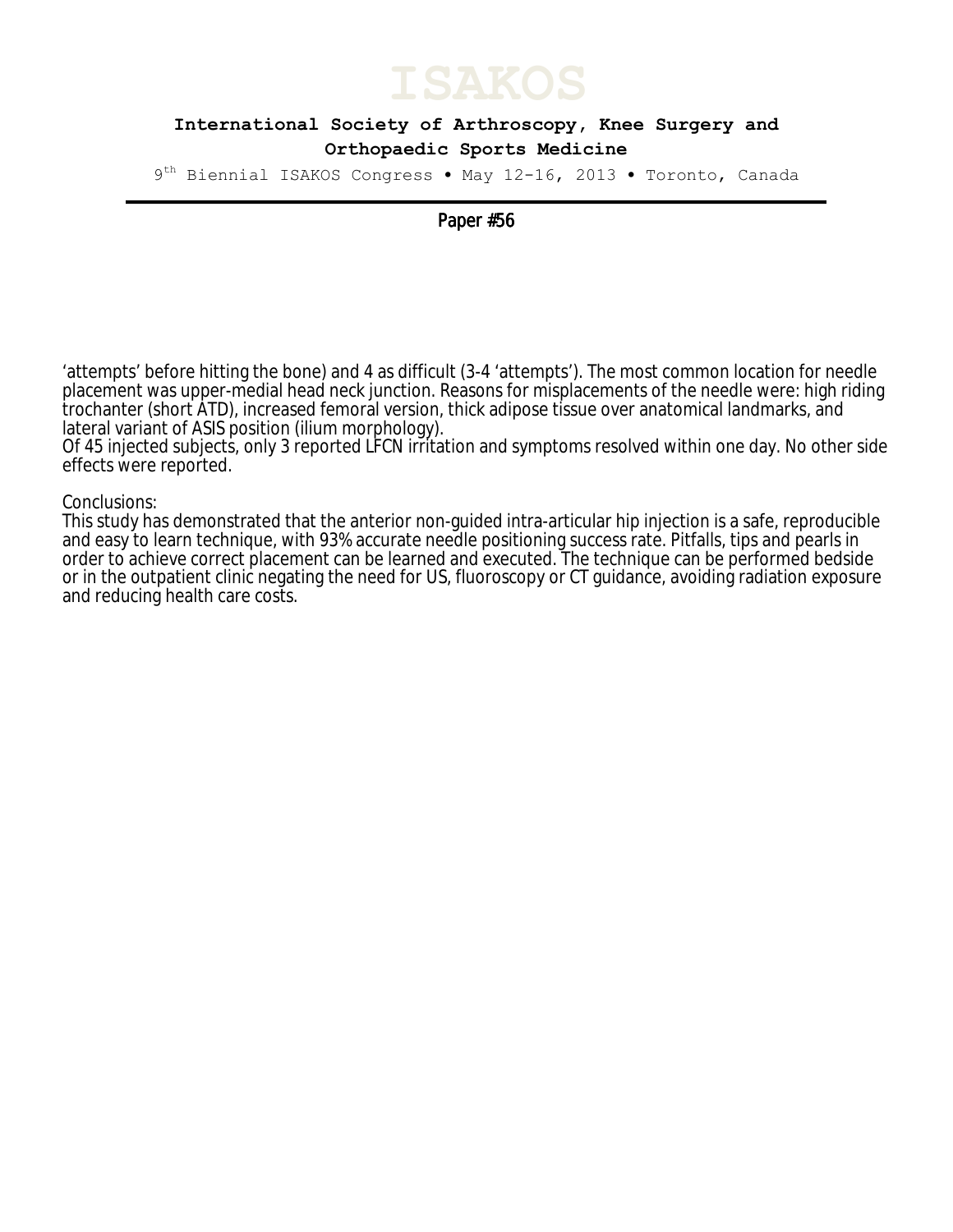‘attempts’ before hitting the bone) and 4 as difficult (3-4 ‘attempts’). The most common location for needle placement was upper-medial head neck junction. Reasons for misplacements of the needle were: high riding trochanter (short ATD), increased femoral version, thick adipose tissue over anatomical landmarks, and lateral variant of ASIS position (ilium morphology).
Of 45 injected subjects, only 3 reported LFCN irritation and symptoms resolved within one day. No other side effects were reported.

Conclusions:
This study has demonstrated that the anterior non-guided intra-articular hip injection is a safe, reproducible and easy to learn technique, with 93% accurate needle positioning success rate. Pitfalls, tips and pearls in order to achieve correct placement can be learned and executed. The technique can be performed bedside or in the outpatient clinic negating the need for US, fluoroscopy or CT guidance, avoiding radiation exposure and reducing health care costs.